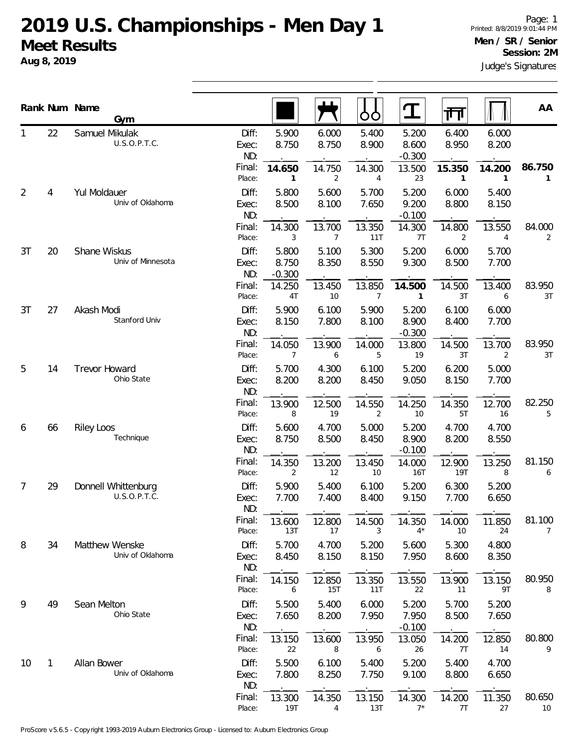# 2019 U.S. Championships - Men Day 1

## Meet Results

**Aug 8, 2019**

Page: 1
Printed: 8/8/2019 9:01:44 PM
**Men / SR / Senior**
**Session: 2M**
Judge's Signatures

| Rank | Num | Name / Gym | | Floor | Pommel Horse | Rings | Vault | Parallel Bars | High Bar | AA |
|---|---|---|---|---|---|---|---|---|---|---|
| 1 | 22 | Samuel Mikulak<br>U.S.O.P.T.C. | Diff: | 5.900 | 6.000 | 5.400 | 5.200 | 6.400 | 6.000 | |
| | | | Exec: | 8.750 | 8.750 | 8.900 | 8.600 | 8.950 | 8.200 | |
| | | | ND: | | | | -0.300 | | | |
| | | | Final: | **14.650** | 14.750 | 14.300 | 13.500 | **15.350** | **14.200** | **86.750** |
| | | | Place: | 1 | 2 | 4 | 23 | 1 | 1 | 1 |
| 2 | 4 | Yul Moldauer<br>Univ of Oklahoma | Diff: | 5.800 | 5.600 | 5.700 | 5.200 | 6.000 | 5.400 | |
| | | | Exec: | 8.500 | 8.100 | 7.650 | 9.200 | 8.800 | 8.150 | |
| | | | ND: | | | | -0.100 | | | |
| | | | Final: | 14.300 | 13.700 | 13.350 | 14.300 | 14.800 | 13.550 | 84.000 |
| | | | Place: | 3 | 7 | 11T | 7T | 2 | 4 | 2 |
| 3T | 20 | Shane Wiskus<br>Univ of Minnesota | Diff: | 5.800 | 5.100 | 5.300 | 5.200 | 6.000 | 5.700 | |
| | | | Exec: | 8.750 | 8.350 | 8.550 | 9.300 | 8.500 | 7.700 | |
| | | | ND: | -0.300 | | | | | | |
| | | | Final: | 14.250 | 13.450 | 13.850 | **14.500** | 14.500 | 13.400 | 83.950 |
| | | | Place: | 4T | 10 | 7 | 1 | 3T | 6 | 3T |
| 3T | 27 | Akash Modi<br>Stanford Univ | Diff: | 5.900 | 6.100 | 5.900 | 5.200 | 6.100 | 6.000 | |
| | | | Exec: | 8.150 | 7.800 | 8.100 | 8.900 | 8.400 | 7.700 | |
| | | | ND: | | | | -0.300 | | | |
| | | | Final: | 14.050 | 13.900 | 14.000 | 13.800 | 14.500 | 13.700 | 83.950 |
| | | | Place: | 7 | 6 | 5 | 19 | 3T | 2 | 3T |
| 5 | 14 | Trevor Howard<br>Ohio State | Diff: | 5.700 | 4.300 | 6.100 | 5.200 | 6.200 | 5.000 | |
| | | | Exec: | 8.200 | 8.200 | 8.450 | 9.050 | 8.150 | 7.700 | |
| | | | ND: | | | | | | | |
| | | | Final: | 13.900 | 12.500 | 14.550 | 14.250 | 14.350 | 12.700 | 82.250 |
| | | | Place: | 8 | 19 | 2 | 10 | 5T | 16 | 5 |
| 6 | 66 | Riley Loos<br>Technique | Diff: | 5.600 | 4.700 | 5.000 | 5.200 | 4.700 | 4.700 | |
| | | | Exec: | 8.750 | 8.500 | 8.450 | 8.900 | 8.200 | 8.550 | |
| | | | ND: | | | | -0.100 | | | |
| | | | Final: | 14.350 | 13.200 | 13.450 | 14.000 | 12.900 | 13.250 | 81.150 |
| | | | Place: | 2 | 12 | 10 | 16T | 19T | 8 | 6 |
| 7 | 29 | Donnell Whittenburg<br>U.S.O.P.T.C. | Diff: | 5.900 | 5.400 | 6.100 | 5.200 | 6.300 | 5.200 | |
| | | | Exec: | 7.700 | 7.400 | 8.400 | 9.150 | 7.700 | 6.650 | |
| | | | ND: | | | | | | | |
| | | | Final: | 13.600 | 12.800 | 14.500 | 14.350 | 14.000 | 11.850 | 81.100 |
| | | | Place: | 13T | 17 | 3 | 4* | 10 | 24 | 7 |
| 8 | 34 | Matthew Wenske<br>Univ of Oklahoma | Diff: | 5.700 | 4.700 | 5.200 | 5.600 | 5.300 | 4.800 | |
| | | | Exec: | 8.450 | 8.150 | 8.150 | 7.950 | 8.600 | 8.350 | |
| | | | ND: | | | | | | | |
| | | | Final: | 14.150 | 12.850 | 13.350 | 13.550 | 13.900 | 13.150 | 80.950 |
| | | | Place: | 6 | 15T | 11T | 22 | 11 | 9T | 8 |
| 9 | 49 | Sean Melton<br>Ohio State | Diff: | 5.500 | 5.400 | 6.000 | 5.200 | 5.700 | 5.200 | |
| | | | Exec: | 7.650 | 8.200 | 7.950 | 7.950 | 8.500 | 7.650 | |
| | | | ND: | | | | -0.100 | | | |
| | | | Final: | 13.150 | 13.600 | 13.950 | 13.050 | 14.200 | 12.850 | 80.800 |
| | | | Place: | 22 | 8 | 6 | 26 | 7T | 14 | 9 |
| 10 | 1 | Allan Bower<br>Univ of Oklahoma | Diff: | 5.500 | 6.100 | 5.400 | 5.200 | 5.400 | 4.700 | |
| | | | Exec: | 7.800 | 8.250 | 7.750 | 9.100 | 8.800 | 6.650 | |
| | | | ND: | | | | | | | |
| | | | Final: | 13.300 | 14.350 | 13.150 | 14.300 | 14.200 | 11.350 | 80.650 |
| | | | Place: | 19T | 4 | 13T | 7* | 7T | 27 | 10 |

ProScore v5.6.5 - Copyright 1993-2019 Auburn Electronics Group - Licensed to: Auburn Electronics Group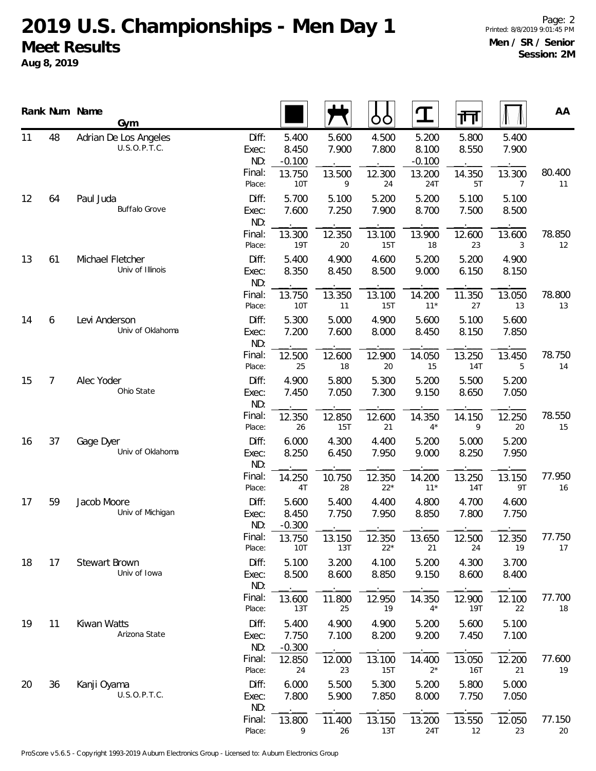# 2019 U.S. Championships - Men Day 1

## Meet Results

**Aug 8, 2019**

Page: 2
Printed: 8/8/2019 9:01:45 PM
**Men / SR / Senior**
**Session: 2M**

| Rank | Num | Name / Gym | | Floor | Pommel Horse | Rings | Vault | Parallel Bars | High Bar | AA |
|---|---|---|---|---|---|---|---|---|---|---|
| 11 | 48 | Adrian De Los Angeles | Diff: | 5.400 | 5.600 | 4.500 | 5.200 | 5.800 | 5.400 | |
| | | U.S.O.P.T.C. | Exec: | 8.450 | 7.900 | 7.800 | 8.100 | 8.550 | 7.900 | |
| | | | ND: | -0.100 | . | . | -0.100 | . | . | |
| | | | Final: | 13.750 | 13.500 | 12.300 | 13.200 | 14.350 | 13.300 | 80.400 |
| | | | Place: | 10T | 9 | 24 | 24T | 5T | 7 | 11 |
| 12 | 64 | Paul Juda | Diff: | 5.700 | 5.100 | 5.200 | 5.200 | 5.100 | 5.100 | |
| | | Buffalo Grove | Exec: | 7.600 | 7.250 | 7.900 | 8.700 | 7.500 | 8.500 | |
| | | | ND: | . | . | . | . | . | . | |
| | | | Final: | 13.300 | 12.350 | 13.100 | 13.900 | 12.600 | 13.600 | 78.850 |
| | | | Place: | 19T | 20 | 15T | 18 | 23 | 3 | 12 |
| 13 | 61 | Michael Fletcher | Diff: | 5.400 | 4.900 | 4.600 | 5.200 | 5.200 | 4.900 | |
| | | Univ of Illinois | Exec: | 8.350 | 8.450 | 8.500 | 9.000 | 6.150 | 8.150 | |
| | | | ND: | . | . | . | . | . | . | |
| | | | Final: | 13.750 | 13.350 | 13.100 | 14.200 | 11.350 | 13.050 | 78.800 |
| | | | Place: | 10T | 11 | 15T | 11* | 27 | 13 | 13 |
| 14 | 6 | Levi Anderson | Diff: | 5.300 | 5.000 | 4.900 | 5.600 | 5.100 | 5.600 | |
| | | Univ of Oklahoma | Exec: | 7.200 | 7.600 | 8.000 | 8.450 | 8.150 | 7.850 | |
| | | | ND: | . | . | . | . | . | . | |
| | | | Final: | 12.500 | 12.600 | 12.900 | 14.050 | 13.250 | 13.450 | 78.750 |
| | | | Place: | 25 | 18 | 20 | 15 | 14T | 5 | 14 |
| 15 | 7 | Alec Yoder | Diff: | 4.900 | 5.800 | 5.300 | 5.200 | 5.500 | 5.200 | |
| | | Ohio State | Exec: | 7.450 | 7.050 | 7.300 | 9.150 | 8.650 | 7.050 | |
| | | | ND: | . | . | . | . | . | . | |
| | | | Final: | 12.350 | 12.850 | 12.600 | 14.350 | 14.150 | 12.250 | 78.550 |
| | | | Place: | 26 | 15T | 21 | 4* | 9 | 20 | 15 |
| 16 | 37 | Gage Dyer | Diff: | 6.000 | 4.300 | 4.400 | 5.200 | 5.000 | 5.200 | |
| | | Univ of Oklahoma | Exec: | 8.250 | 6.450 | 7.950 | 9.000 | 8.250 | 7.950 | |
| | | | ND: | . | . | . | . | . | . | |
| | | | Final: | 14.250 | 10.750 | 12.350 | 14.200 | 13.250 | 13.150 | 77.950 |
| | | | Place: | 4T | 28 | 22* | 11* | 14T | 9T | 16 |
| 17 | 59 | Jacob Moore | Diff: | 5.600 | 5.400 | 4.400 | 4.800 | 4.700 | 4.600 | |
| | | Univ of Michigan | Exec: | 8.450 | 7.750 | 7.950 | 8.850 | 7.800 | 7.750 | |
| | | | ND: | -0.300 | . | . | . | . | . | |
| | | | Final: | 13.750 | 13.150 | 12.350 | 13.650 | 12.500 | 12.350 | 77.750 |
| | | | Place: | 10T | 13T | 22* | 21 | 24 | 19 | 17 |
| 18 | 17 | Stewart Brown | Diff: | 5.100 | 3.200 | 4.100 | 5.200 | 4.300 | 3.700 | |
| | | Univ of Iowa | Exec: | 8.500 | 8.600 | 8.850 | 9.150 | 8.600 | 8.400 | |
| | | | ND: | . | . | . | . | . | . | |
| | | | Final: | 13.600 | 11.800 | 12.950 | 14.350 | 12.900 | 12.100 | 77.700 |
| | | | Place: | 13T | 25 | 19 | 4* | 19T | 22 | 18 |
| 19 | 11 | Kiwan Watts | Diff: | 5.400 | 4.900 | 4.900 | 5.200 | 5.600 | 5.100 | |
| | | Arizona State | Exec: | 7.750 | 7.100 | 8.200 | 9.200 | 7.450 | 7.100 | |
| | | | ND: | -0.300 | . | . | . | . | . | |
| | | | Final: | 12.850 | 12.000 | 13.100 | 14.400 | 13.050 | 12.200 | 77.600 |
| | | | Place: | 24 | 23 | 15T | 2* | 16T | 21 | 19 |
| 20 | 36 | Kanji Oyama | Diff: | 6.000 | 5.500 | 5.300 | 5.200 | 5.800 | 5.000 | |
| | | U.S.O.P.T.C. | Exec: | 7.800 | 5.900 | 7.850 | 8.000 | 7.750 | 7.050 | |
| | | | ND: | . | . | . | . | . | . | |
| | | | Final: | 13.800 | 11.400 | 13.150 | 13.200 | 13.550 | 12.050 | 77.150 |
| | | | Place: | 9 | 26 | 13T | 24T | 12 | 23 | 20 |

ProScore v5.6.5 - Copyright 1993-2019 Auburn Electronics Group - Licensed to: Auburn Electronics Group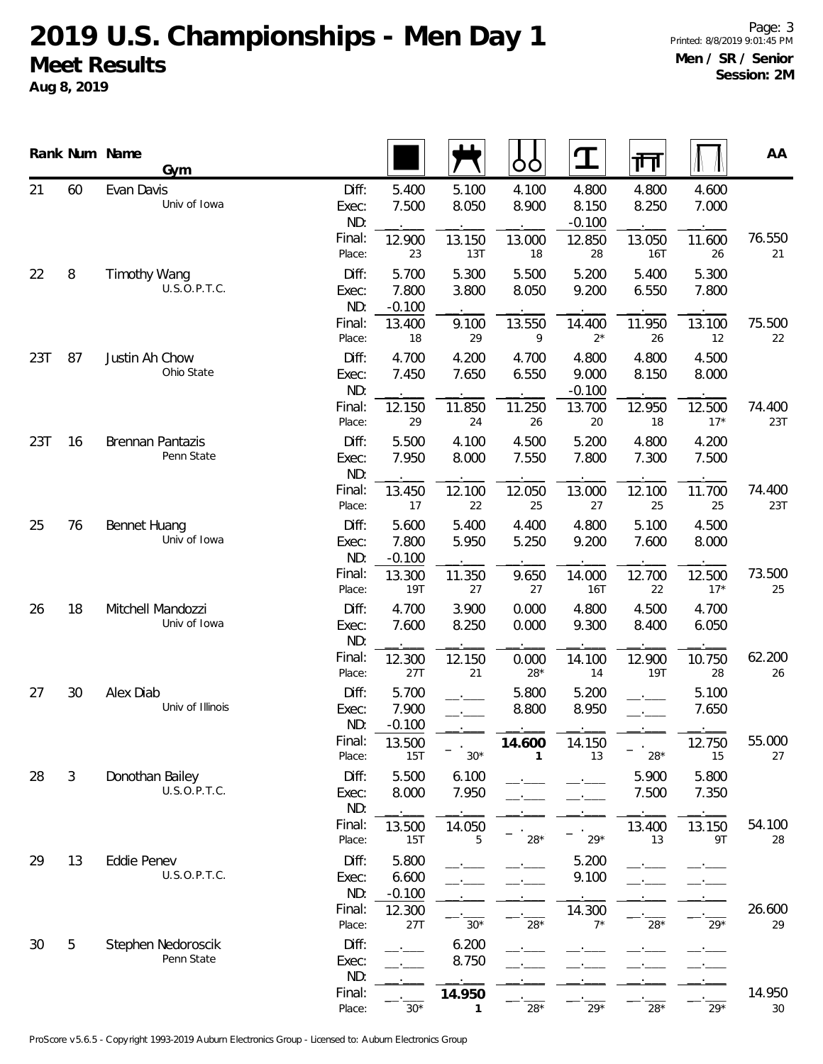# 2019 U.S. Championships - Men Day 1

## Meet Results

**Aug 8, 2019**

**Men / SR / Senior**
**Session: 2M**

| Rank | Num | Name / Gym | | Floor | Pommel Horse | Rings | Vault | Parallel Bars | High Bar | AA |
|---|---|---|---|---|---|---|---|---|---|---|
| 21 | 60 | Evan Davis, Univ of Iowa | Diff: | 5.400 | 5.100 | 4.100 | 4.800 | 4.800 | 4.600 | |
| | | | Exec: | 7.500 | 8.050 | 8.900 | 8.150 | 8.250 | 7.000 | |
| | | | ND: | | | | -0.100 | | | |
| | | | Final: | 12.900 | 13.150 | 13.000 | 12.850 | 13.050 | 11.600 | 76.550 |
| | | | Place: | 23 | 13T | 18 | 28 | 16T | 26 | 21 |
| 22 | 8 | Timothy Wang, U.S.O.P.T.C. | Diff: | 5.700 | 5.300 | 5.500 | 5.200 | 5.400 | 5.300 | |
| | | | Exec: | 7.800 | 3.800 | 8.050 | 9.200 | 6.550 | 7.800 | |
| | | | ND: | -0.100 | | | | | | |
| | | | Final: | 13.400 | 9.100 | 13.550 | 14.400 | 11.950 | 13.100 | 75.500 |
| | | | Place: | 18 | 29 | 9 | 2* | 26 | 12 | 22 |
| 23T | 87 | Justin Ah Chow, Ohio State | Diff: | 4.700 | 4.200 | 4.700 | 4.800 | 4.800 | 4.500 | |
| | | | Exec: | 7.450 | 7.650 | 6.550 | 9.000 | 8.150 | 8.000 | |
| | | | ND: | | | | -0.100 | | | |
| | | | Final: | 12.150 | 11.850 | 11.250 | 13.700 | 12.950 | 12.500 | 74.400 |
| | | | Place: | 29 | 24 | 26 | 20 | 18 | 17* | 23T |
| 23T | 16 | Brennan Pantazis, Penn State | Diff: | 5.500 | 4.100 | 4.500 | 5.200 | 4.800 | 4.200 | |
| | | | Exec: | 7.950 | 8.000 | 7.550 | 7.800 | 7.300 | 7.500 | |
| | | | ND: | | | | | | | |
| | | | Final: | 13.450 | 12.100 | 12.050 | 13.000 | 12.100 | 11.700 | 74.400 |
| | | | Place: | 17 | 22 | 25 | 27 | 25 | 25 | 23T |
| 25 | 76 | Bennet Huang, Univ of Iowa | Diff: | 5.600 | 5.400 | 4.400 | 4.800 | 5.100 | 4.500 | |
| | | | Exec: | 7.800 | 5.950 | 5.250 | 9.200 | 7.600 | 8.000 | |
| | | | ND: | -0.100 | | | | | | |
| | | | Final: | 13.300 | 11.350 | 9.650 | 14.000 | 12.700 | 12.500 | 73.500 |
| | | | Place: | 19T | 27 | 27 | 16T | 22 | 17* | 25 |
| 26 | 18 | Mitchell Mandozzi, Univ of Iowa | Diff: | 4.700 | 3.900 | 0.000 | 4.800 | 4.500 | 4.700 | |
| | | | Exec: | 7.600 | 8.250 | 0.000 | 9.300 | 8.400 | 6.050 | |
| | | | ND: | | | | | | | |
| | | | Final: | 12.300 | 12.150 | 0.000 | 14.100 | 12.900 | 10.750 | 62.200 |
| | | | Place: | 27T | 21 | 28* | 14 | 19T | 28 | 26 |
| 27 | 30 | Alex Diab, Univ of Illinois | Diff: | 5.700 | | 5.800 | 5.200 | | 5.100 | |
| | | | Exec: | 7.900 | | 8.800 | 8.950 | | 7.650 | |
| | | | ND: | -0.100 | | | | | | |
| | | | Final: | 13.500 | | **14.600** | 14.150 | | 12.750 | 55.000 |
| | | | Place: | 15T | 30* | **1** | 13 | 28* | 15 | 27 |
| 28 | 3 | Donothan Bailey, U.S.O.P.T.C. | Diff: | 5.500 | 6.100 | | | 5.900 | 5.800 | |
| | | | Exec: | 8.000 | 7.950 | | | 7.500 | 7.350 | |
| | | | ND: | | | | | | | |
| | | | Final: | 13.500 | 14.050 | | | 13.400 | 13.150 | 54.100 |
| | | | Place: | 15T | 5 | 28* | 29* | 13 | 9T | 28 |
| 29 | 13 | Eddie Penev, U.S.O.P.T.C. | Diff: | 5.800 | | | 5.200 | | | |
| | | | Exec: | 6.600 | | | 9.100 | | | |
| | | | ND: | -0.100 | | | | | | |
| | | | Final: | 12.300 | | | 14.300 | | | 26.600 |
| | | | Place: | 27T | 30* | 28* | 7* | 28* | 29* | 29 |
| 30 | 5 | Stephen Nedoroscik, Penn State | Diff: | | 6.200 | | | | | |
| | | | Exec: | | 8.750 | | | | | |
| | | | ND: | | | | | | | |
| | | | Final: | | **14.950** | | | | | 14.950 |
| | | | Place: | 30* | **1** | 28* | 29* | 28* | 29* | 30 |

ProScore v5.6.5 - Copyright 1993-2019 Auburn Electronics Group - Licensed to: Auburn Electronics Group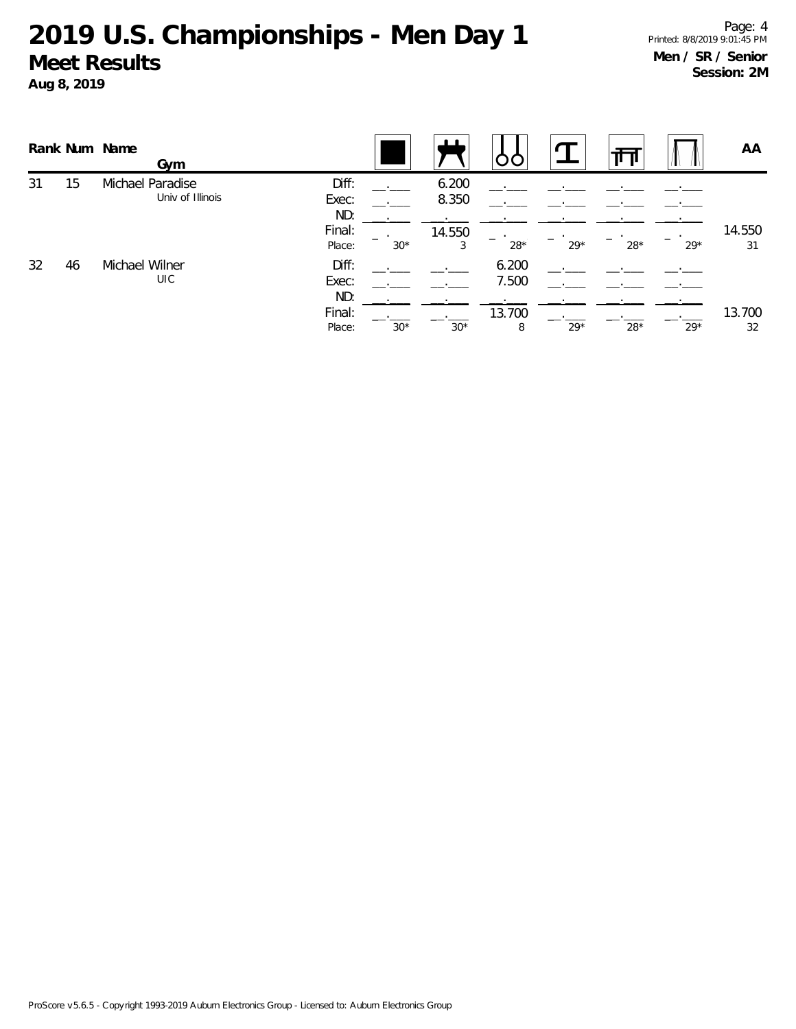# 2019 U.S. Championships - Men Day 1

## Meet Results

**Aug 8, 2019**

**Men / SR / Senior**
**Session: 2M**

| Rank | Num | Name / Gym | | Floor | Pommel Horse | Rings | Vault | Parallel Bars | High Bar | AA |
|---|---|---|---|---|---|---|---|---|---|---|
| 31 | 15 | Michael Paradise | Diff: | __.___ | 6.200 | __.___ | __.___ | __.___ | __.___ | |
| | | Univ of Illinois | Exec: | __.___ | 8.350 | __.___ | __.___ | __.___ | __.___ | |
| | | | ND: | __.___ | __.___ | __.___ | __.___ | __.___ | __.___ | |
| | | | Final: | _ . | 14.550 | _ . | _ . | _ . | _ . | 14.550 |
| | | | Place: | 30* | 3 | 28* | 29* | 28* | 29* | 31 |
| 32 | 46 | Michael Wilner | Diff: | __.___ | __.___ | 6.200 | __.___ | __.___ | __.___ | |
| | | UIC | Exec: | __.___ | __.___ | 7.500 | __.___ | __.___ | __.___ | |
| | | | ND: | __.___ | __.___ | __.___ | __.___ | __.___ | __.___ | |
| | | | Final: | __.___ | __.___ | 13.700 | __.___ | __.___ | __.___ | 13.700 |
| | | | Place: | 30* | 30* | 8 | 29* | 28* | 29* | 32 |

ProScore v5.6.5 - Copyright 1993-2019 Auburn Electronics Group - Licensed to: Auburn Electronics Group